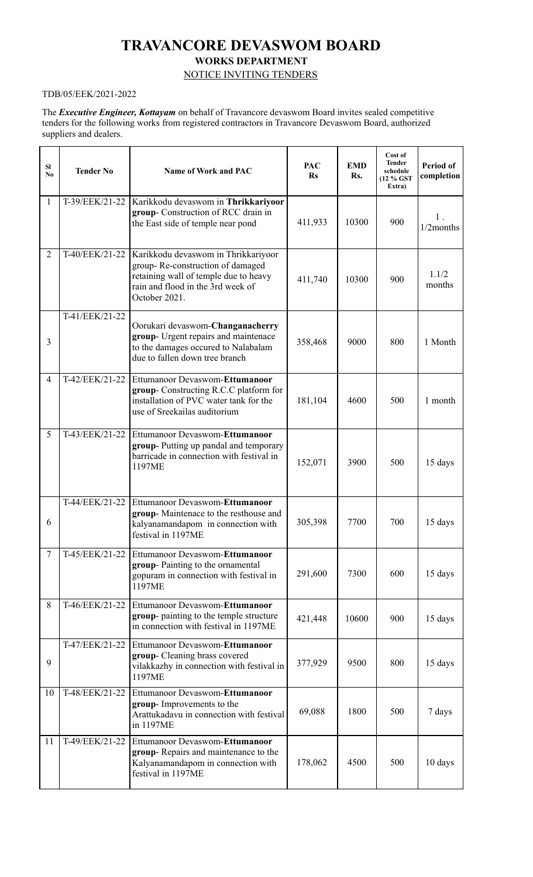# TRAVANCORE DEVASWOM BOARD

## WORKS DEPARTMENT

NOTICE INVITING TENDERS

TDB/05/EEK/2021-2022

The ***Executive Engineer, Kottayam*** on behalf of Travancore devaswom Board invites sealed competitive tenders for the following works from registered contractors in Travancore Devaswom Board, authorized suppliers and dealers.

| Sl No | Tender No | Name of Work and PAC | PAC Rs | EMD Rs. | Cost of Tender schedule (12 % GST Extra) | Period of completion |
|---|---|---|---|---|---|---|
| 1 | T-39/EEK/21-22 | Karikkodu devaswom in **Thrikkariyoor group**- Construction of RCC drain in the East side of temple near pond | 411,933 | 10300 | 900 | 1 . 1/2months |
| 2 | T-40/EEK/21-22 | Karikkodu devaswom in Thrikkariyoor group- Re-construction of damaged retaining wall of temple due to heavy rain and flood in the 3rd week of October 2021. | 411,740 | 10300 | 900 | 1.1/2 months |
| 3 | T-41/EEK/21-22 | Oorukari devaswom-**Changanacherry group**- Urgent repairs and maintenace to the damages occured to Nalabalam due to fallen down tree branch | 358,468 | 9000 | 800 | 1 Month |
| 4 | T-42/EEK/21-22 | Ettumanoor Devaswom-**Ettumanoor group**- Constructing R.C.C platform for installation of PVC water tank for the use of Sreekailas auditorium | 181,104 | 4600 | 500 | 1 month |
| 5 | T-43/EEK/21-22 | Ettumanoor Devaswom-**Ettumanoor group**- Putting up pandal and temporary barricade in connection with festival in 1197ME | 152,071 | 3900 | 500 | 15 days |
| 6 | T-44/EEK/21-22 | Ettumanoor Devaswom-**Ettumanoor group**- Maintenace to the resthouse and kalyanamandapom in connection with festival in 1197ME | 305,398 | 7700 | 700 | 15 days |
| 7 | T-45/EEK/21-22 | Ettumanoor Devaswom-**Ettumanoor group**- Painting to the ornamental gopuram in connection with festival in 1197ME | 291,600 | 7300 | 600 | 15 days |
| 8 | T-46/EEK/21-22 | Ettumanoor Devaswom-**Ettumanoor group**- painting to the temple structure in connection with festival in 1197ME | 421,448 | 10600 | 900 | 15 days |
| 9 | T-47/EEK/21-22 | Ettumanoor Devaswom-**Ettumanoor group**- Cleaning brass covered vilakkazhy in connection with festival in 1197ME | 377,929 | 9500 | 800 | 15 days |
| 10 | T-48/EEK/21-22 | Ettumanoor Devaswom-**Ettumanoor group**- Improvements to the Arattukadavu in connection with festival in 1197ME | 69,088 | 1800 | 500 | 7 days |
| 11 | T-49/EEK/21-22 | Ettumanoor Devaswom-**Ettumanoor group**- Repairs and maintenance to the Kalyanamandapom in connection with festival in 1197ME | 178,062 | 4500 | 500 | 10 days |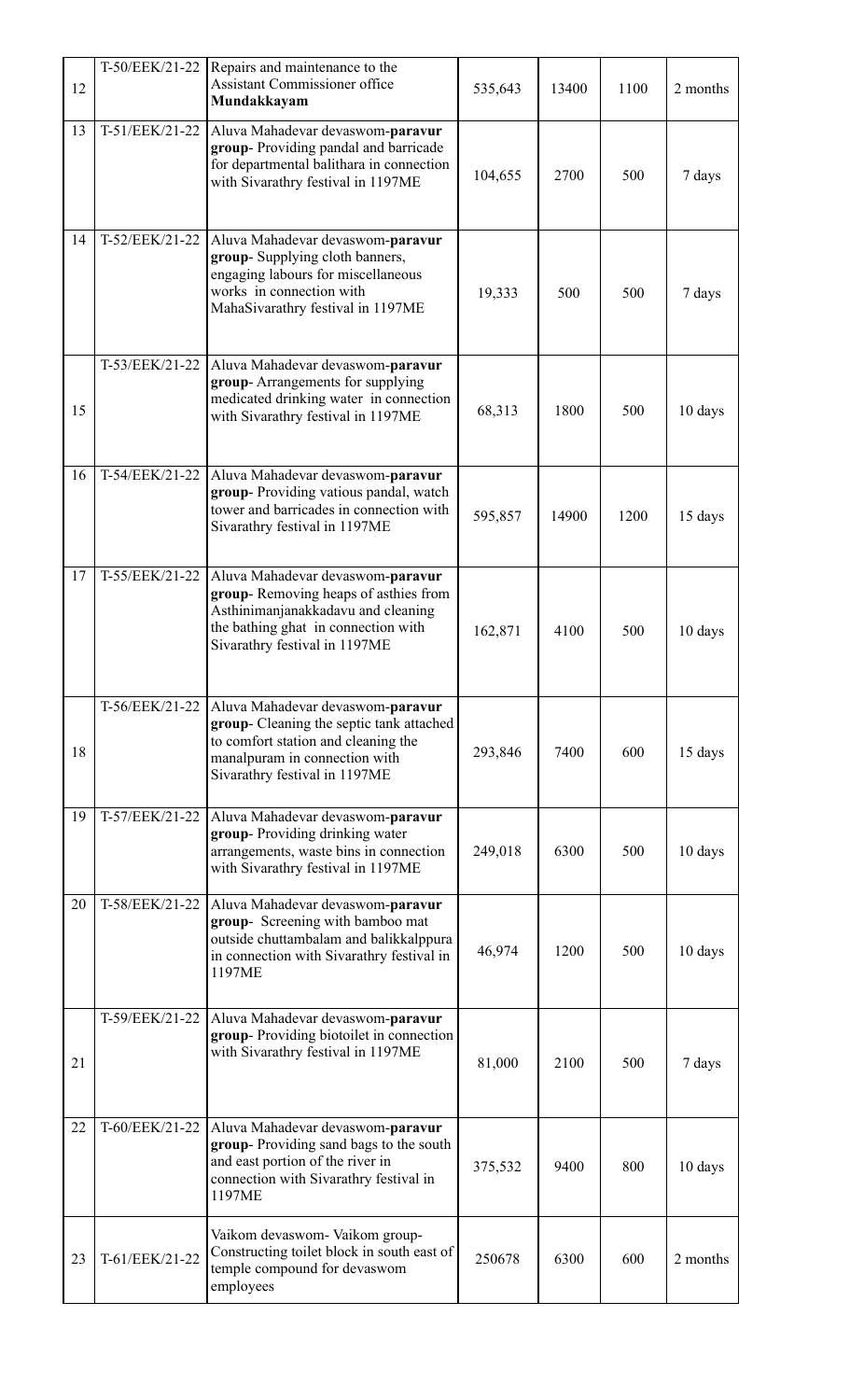| 12 | T-50/EEK/21-22 | Repairs and maintenance to the Assistant Commissioner office **Mundakkayam** | 535,643 | 13400 | 1100 | 2 months |
|---|---|---|---|---|---|---|
| 13 | T-51/EEK/21-22 | Aluva Mahadevar devaswom-**paravur group**- Providing pandal and barricade for departmental balithara in connection with Sivarathry festival in 1197ME | 104,655 | 2700 | 500 | 7 days |
| 14 | T-52/EEK/21-22 | Aluva Mahadevar devaswom-**paravur group**- Supplying cloth banners, engaging labours for miscellaneous works in connection with MahaSivarathry festival in 1197ME | 19,333 | 500 | 500 | 7 days |
| 15 | T-53/EEK/21-22 | Aluva Mahadevar devaswom-**paravur group**- Arrangements for supplying medicated drinking water in connection with Sivarathry festival in 1197ME | 68,313 | 1800 | 500 | 10 days |
| 16 | T-54/EEK/21-22 | Aluva Mahadevar devaswom-**paravur group**- Providing vatious pandal, watch tower and barricades in connection with Sivarathry festival in 1197ME | 595,857 | 14900 | 1200 | 15 days |
| 17 | T-55/EEK/21-22 | Aluva Mahadevar devaswom-**paravur group**- Removing heaps of asthies from Asthinimanjanakkadavu and cleaning the bathing ghat in connection with Sivarathry festival in 1197ME | 162,871 | 4100 | 500 | 10 days |
| 18 | T-56/EEK/21-22 | Aluva Mahadevar devaswom-**paravur group**- Cleaning the septic tank attached to comfort station and cleaning the manalpuram in connection with Sivarathry festival in 1197ME | 293,846 | 7400 | 600 | 15 days |
| 19 | T-57/EEK/21-22 | Aluva Mahadevar devaswom-**paravur group**- Providing drinking water arrangements, waste bins in connection with Sivarathry festival in 1197ME | 249,018 | 6300 | 500 | 10 days |
| 20 | T-58/EEK/21-22 | Aluva Mahadevar devaswom-**paravur group**- Screening with bamboo mat outside chuttambalam and balikkalppura in connection with Sivarathry festival in 1197ME | 46,974 | 1200 | 500 | 10 days |
| 21 | T-59/EEK/21-22 | Aluva Mahadevar devaswom-**paravur group**- Providing biotoilet in connection with Sivarathry festival in 1197ME | 81,000 | 2100 | 500 | 7 days |
| 22 | T-60/EEK/21-22 | Aluva Mahadevar devaswom-**paravur group**- Providing sand bags to the south and east portion of the river in connection with Sivarathry festival in 1197ME | 375,532 | 9400 | 800 | 10 days |
| 23 | T-61/EEK/21-22 | Vaikom devaswom- Vaikom group- Constructing toilet block in south east of temple compound for devaswom employees | 250678 | 6300 | 600 | 2 months |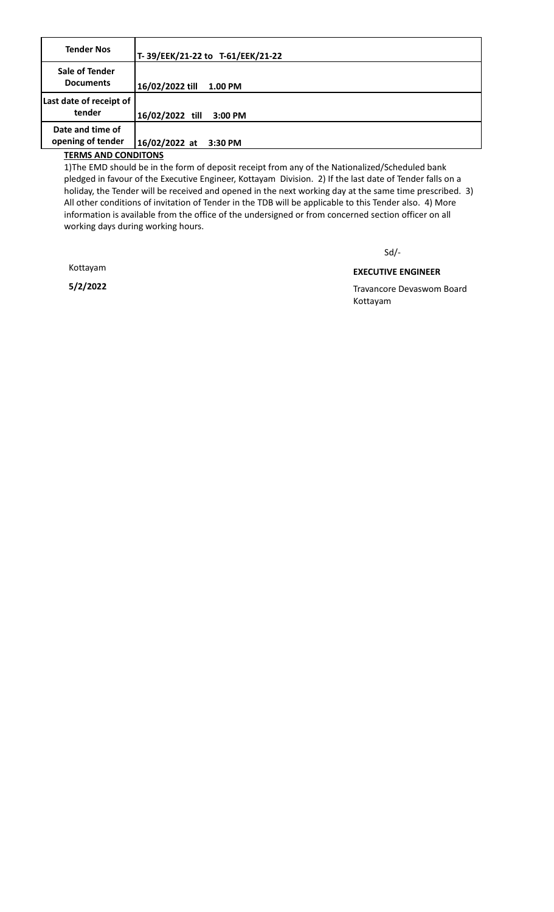| | |
|---|---|
| **Tender Nos** | **T- 39/EEK/21-22 to T-61/EEK/21-22** |
| **Sale of Tender Documents** | **16/02/2022 till 1.00 PM** |
| **Last date of receipt of tender** | **16/02/2022 till 3:00 PM** |
| **Date and time of opening of tender** | **16/02/2022 at 3:30 PM** |

**TERMS AND CONDITONS**

1)The EMD should be in the form of deposit receipt from any of the Nationalized/Scheduled bank pledged in favour of the Executive Engineer, Kottayam Division. 2) If the last date of Tender falls on a holiday, the Tender will be received and opened in the next working day at the same time prescribed. 3) All other conditions of invitation of Tender in the TDB will be applicable to this Tender also. 4) More information is available from the office of the undersigned or from concerned section officer on all working days during working hours.

Sd/-

**EXECUTIVE ENGINEER**

Travancore Devaswom Board
Kottayam

Kottayam

**5/2/2022**